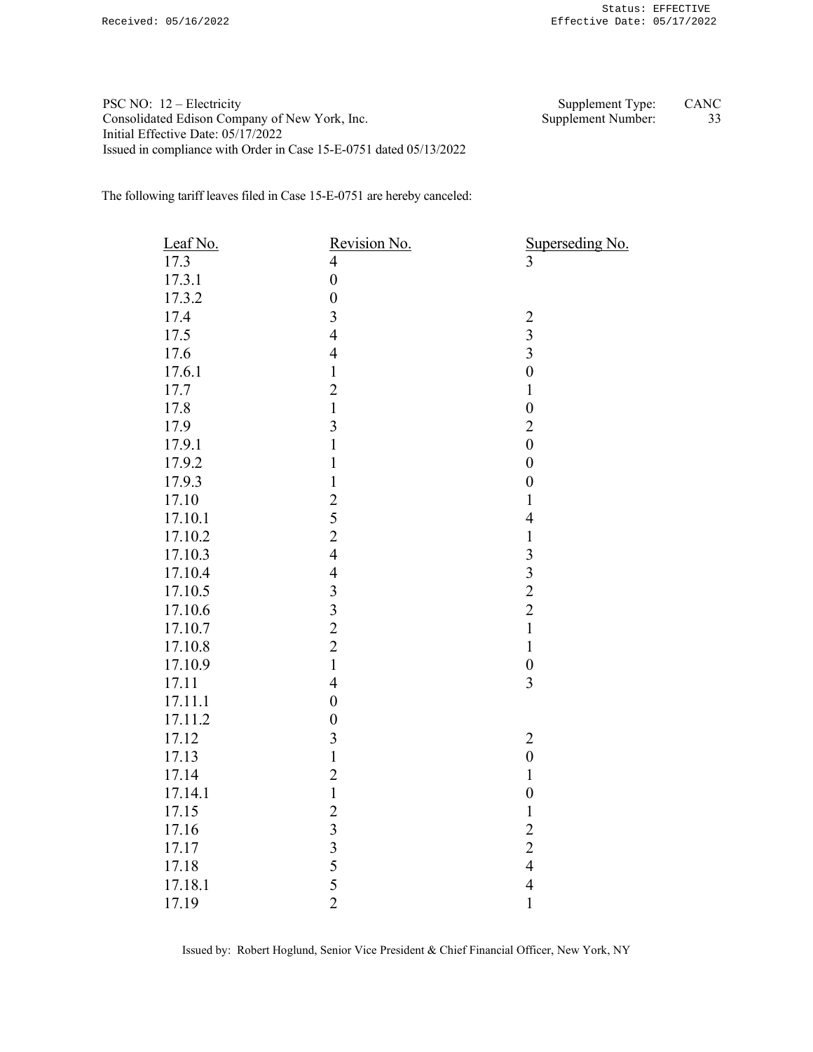PSC NO: 12 – Electricity
Consolidated Edison Company of New York, Inc.
Initial Effective Date: 05/17/2022
Issued in compliance with Order in Case 15-E-0751 dated 05/13/2022

Supplement Type: CANC
Supplement Number: 33

The following tariff leaves filed in Case 15-E-0751 are hereby canceled:

| Leaf No. | Revision No. | Superseding No. |
|---|---|---|
| 17.3 | 4 | 3 |
| 17.3.1 | 0 | |
| 17.3.2 | 0 | |
| 17.4 | 3 | 2 |
| 17.5 | 4 | 3 |
| 17.6 | 4 | 3 |
| 17.6.1 | 1 | 0 |
| 17.7 | 2 | 1 |
| 17.8 | 1 | 0 |
| 17.9 | 3 | 2 |
| 17.9.1 | 1 | 0 |
| 17.9.2 | 1 | 0 |
| 17.9.3 | 1 | 0 |
| 17.10 | 2 | 1 |
| 17.10.1 | 5 | 4 |
| 17.10.2 | 2 | 1 |
| 17.10.3 | 4 | 3 |
| 17.10.4 | 4 | 3 |
| 17.10.5 | 3 | 2 |
| 17.10.6 | 3 | 2 |
| 17.10.7 | 2 | 1 |
| 17.10.8 | 2 | 1 |
| 17.10.9 | 1 | 0 |
| 17.11 | 4 | 3 |
| 17.11.1 | 0 | |
| 17.11.2 | 0 | |
| 17.12 | 3 | 2 |
| 17.13 | 1 | 0 |
| 17.14 | 2 | 1 |
| 17.14.1 | 1 | 0 |
| 17.15 | 2 | 1 |
| 17.16 | 3 | 2 |
| 17.17 | 3 | 2 |
| 17.18 | 5 | 4 |
| 17.18.1 | 5 | 4 |
| 17.19 | 2 | 1 |

Issued by: Robert Hoglund, Senior Vice President & Chief Financial Officer, New York, NY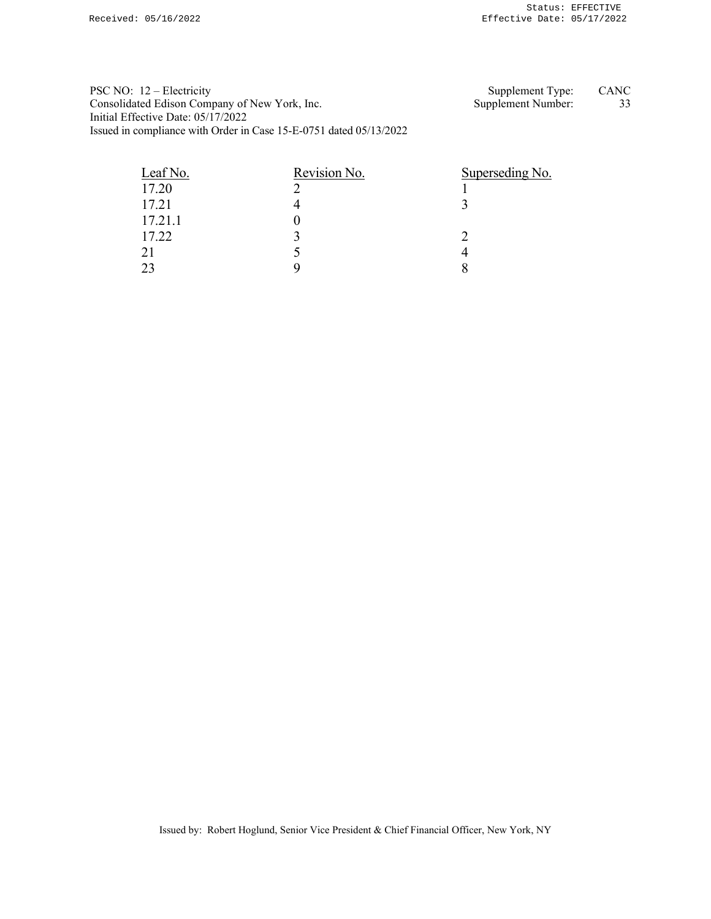Status: EFFECTIVE
Received: 05/16/2022 Effective Date: 05/17/2022

PSC NO: 12 – Electricity
Consolidated Edison Company of New York, Inc.
Initial Effective Date: 05/17/2022
Issued in compliance with Order in Case 15-E-0751 dated 05/13/2022

Supplement Type: CANC
Supplement Number: 33

| Leaf No. | Revision No. | Superseding No. |
| --- | --- | --- |
| 17.20 | 2 | 1 |
| 17.21 | 4 | 3 |
| 17.21.1 | 0 | |
| 17.22 | 3 | 2 |
| 21 | 5 | 4 |
| 23 | 9 | 8 |

Issued by: Robert Hoglund, Senior Vice President & Chief Financial Officer, New York, NY